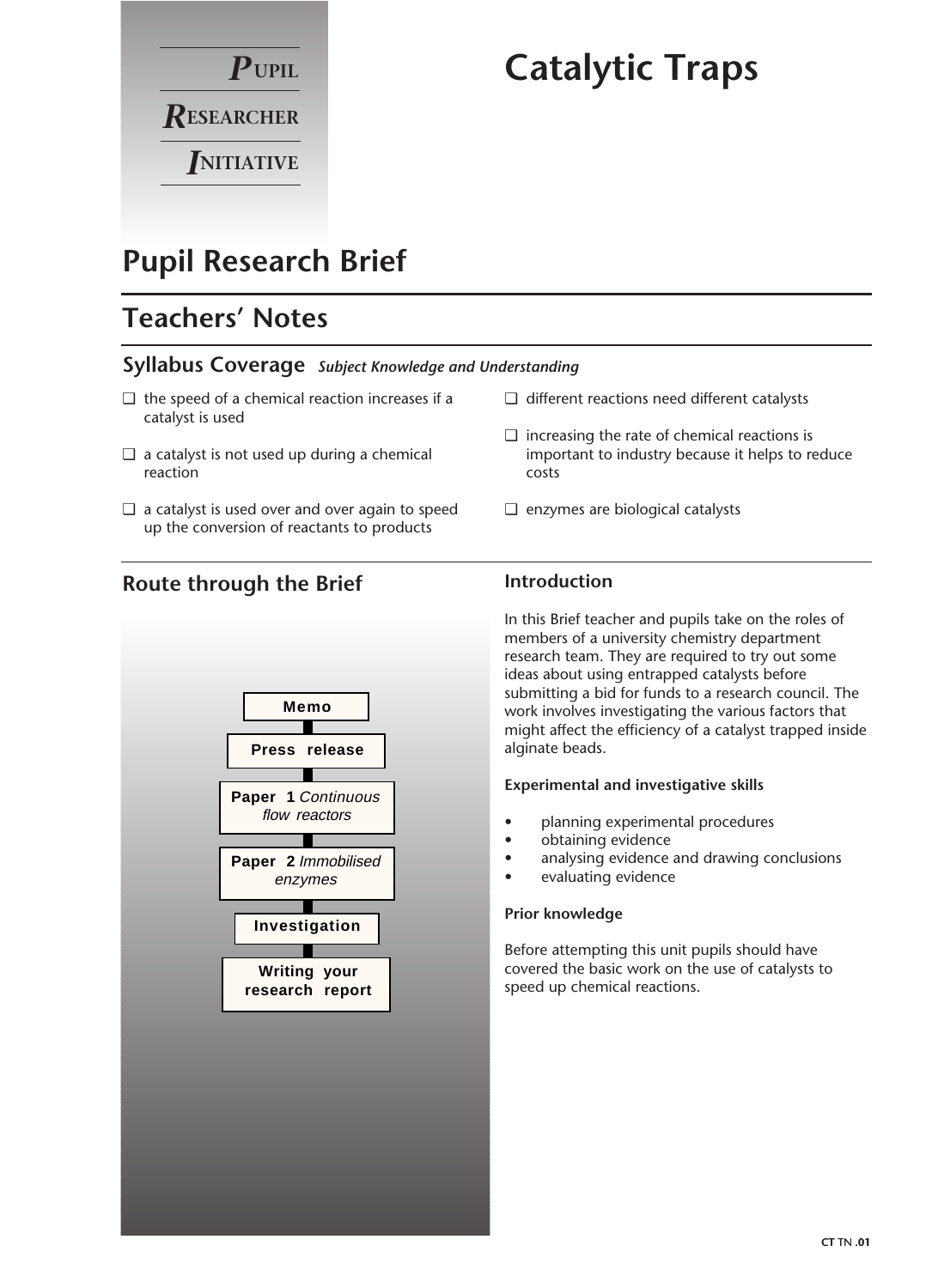**P**UPIL
**R**ESEARCHER
**I**NITIATIVE

# Catalytic Traps

## Pupil Research Brief

## Teachers' Notes

### Syllabus Coverage *Subject Knowledge and Understanding*

- ❑ the speed of a chemical reaction increases if a catalyst is used
- ❑ a catalyst is not used up during a chemical reaction
- ❑ a catalyst is used over and over again to speed up the conversion of reactants to products
- ❑ different reactions need different catalysts
- ❑ increasing the rate of chemical reactions is important to industry because it helps to reduce costs
- ❑ enzymes are biological catalysts

### Route through the Brief

**Memo**

**Press release**

**Paper 1** *Continuous flow reactors*

**Paper 2** *Immobilised enzymes*

**Investigation**

**Writing your research report**

### Introduction

In this Brief teacher and pupils take on the roles of members of a university chemistry department research team. They are required to try out some ideas about using entrapped catalysts before submitting a bid for funds to a research council. The work involves investigating the various factors that might affect the efficiency of a catalyst trapped inside alginate beads.

**Experimental and investigative skills**

- planning experimental procedures
- obtaining evidence
- analysing evidence and drawing conclusions
- evaluating evidence

**Prior knowledge**

Before attempting this unit pupils should have covered the basic work on the use of catalysts to speed up chemical reactions.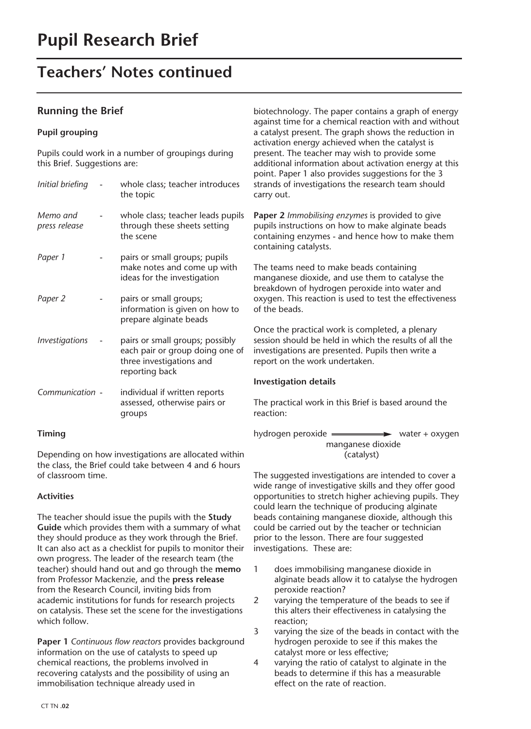# Pupil Research Brief

## Teachers' Notes continued

### Running the Brief

**Pupil grouping**

Pupils could work in a number of groupings during this Brief. Suggestions are:

| | | |
|---|---|---|
| *Initial briefing* | - | whole class; teacher introduces the topic |
| *Memo and press release* | - | whole class; teacher leads pupils through these sheets setting the scene |
| *Paper 1* | - | pairs or small groups; pupils make notes and come up with ideas for the investigation |
| *Paper 2* | - | pairs or small groups; information is given on how to prepare alginate beads |
| *Investigations* | - | pairs or small groups; possibly each pair or group doing one of three investigations and reporting back |
| *Communication* | - | individual if written reports assessed, otherwise pairs or groups |

**Timing**

Depending on how investigations are allocated within the class, the Brief could take between 4 and 6 hours of classroom time.

**Activities**

The teacher should issue the pupils with the **Study Guide** which provides them with a summary of what they should produce as they work through the Brief. It can also act as a checklist for pupils to monitor their own progress. The leader of the research team (the teacher) should hand out and go through the **memo** from Professor Mackenzie, and the **press release** from the Research Council, inviting bids from academic institutions for funds for research projects on catalysis. These set the scene for the investigations which follow.

**Paper 1** *Continuous flow reactors* provides background information on the use of catalysts to speed up chemical reactions, the problems involved in recovering catalysts and the possibility of using an immobilisation technique already used in biotechnology. The paper contains a graph of energy against time for a chemical reaction with and without a catalyst present. The graph shows the reduction in activation energy achieved when the catalyst is present. The teacher may wish to provide some additional information about activation energy at this point. Paper 1 also provides suggestions for the 3 strands of investigations the research team should carry out.

**Paper 2** *Immobilising enzymes* is provided to give pupils instructions on how to make alginate beads containing enzymes - and hence how to make them containing catalysts.

The teams need to make beads containing manganese dioxide, and use them to catalyse the breakdown of hydrogen peroxide into water and oxygen. This reaction is used to test the effectiveness of the beads.

Once the practical work is completed, a plenary session should be held in which the results of all the investigations are presented. Pupils then write a report on the work undertaken.

**Investigation details**

The practical work in this Brief is based around the reaction:

$$\text{hydrogen peroxide} \xrightarrow[\text{(catalyst)}]{\text{manganese dioxide}} \text{water + oxygen}$$

The suggested investigations are intended to cover a wide range of investigative skills and they offer good opportunities to stretch higher achieving pupils. They could learn the technique of producing alginate beads containing manganese dioxide, although this could be carried out by the teacher or technician prior to the lesson. There are four suggested investigations. These are:

1. does immobilising manganese dioxide in alginate beads allow it to catalyse the hydrogen peroxide reaction?
2. varying the temperature of the beads to see if this alters their effectiveness in catalysing the reaction;
3. varying the size of the beads in contact with the hydrogen peroxide to see if this makes the catalyst more or less effective;
4. varying the ratio of catalyst to alginate in the beads to determine if this has a measurable effect on the rate of reaction.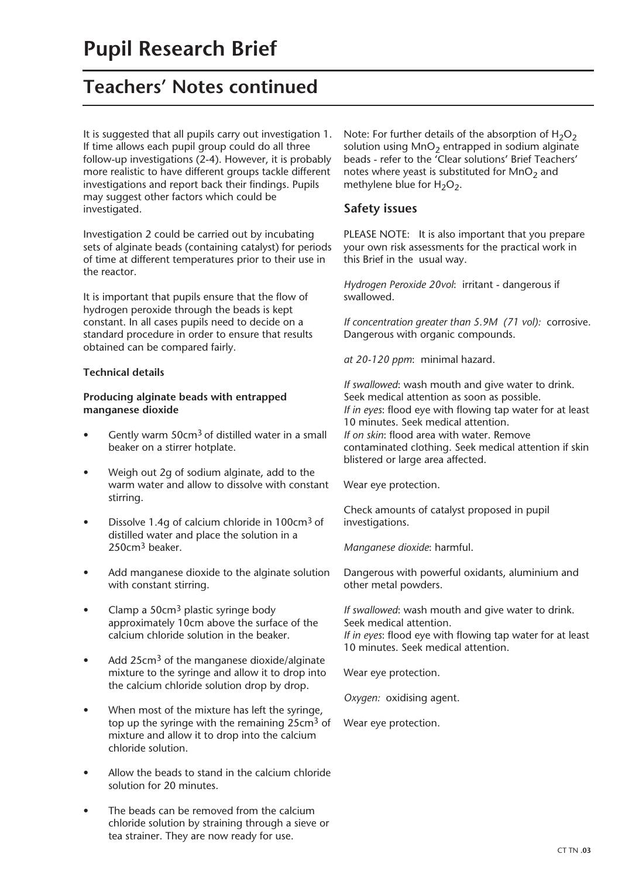# Pupil Research Brief

## Teachers' Notes continued

It is suggested that all pupils carry out investigation 1. If time allows each pupil group could do all three follow-up investigations (2-4). However, it is probably more realistic to have different groups tackle different investigations and report back their findings. Pupils may suggest other factors which could be investigated.

Investigation 2 could be carried out by incubating sets of alginate beads (containing catalyst) for periods of time at different temperatures prior to their use in the reactor.

It is important that pupils ensure that the flow of hydrogen peroxide through the beads is kept constant. In all cases pupils need to decide on a standard procedure in order to ensure that results obtained can be compared fairly.

**Technical details**

**Producing alginate beads with entrapped manganese dioxide**

- Gently warm 50cm$^3$ of distilled water in a small beaker on a stirrer hotplate.
- Weigh out 2g of sodium alginate, add to the warm water and allow to dissolve with constant stirring.
- Dissolve 1.4g of calcium chloride in 100cm$^3$ of distilled water and place the solution in a 250cm$^3$ beaker.
- Add manganese dioxide to the alginate solution with constant stirring.
- Clamp a 50cm$^3$ plastic syringe body approximately 10cm above the surface of the calcium chloride solution in the beaker.
- Add 25cm$^3$ of the manganese dioxide/alginate mixture to the syringe and allow it to drop into the calcium chloride solution drop by drop.
- When most of the mixture has left the syringe, top up the syringe with the remaining 25cm$^3$ of mixture and allow it to drop into the calcium chloride solution.
- Allow the beads to stand in the calcium chloride solution for 20 minutes.
- The beads can be removed from the calcium chloride solution by straining through a sieve or tea strainer. They are now ready for use.

Note: For further details of the absorption of $H_2O_2$ solution using $MnO_2$ entrapped in sodium alginate beads - refer to the 'Clear solutions' Brief Teachers' notes where yeast is substituted for $MnO_2$ and methylene blue for $H_2O_2$.

### Safety issues

PLEASE NOTE: It is also important that you prepare your own risk assessments for the practical work in this Brief in the usual way.

*Hydrogen Peroxide 20vol*: irritant - dangerous if swallowed.

*If concentration greater than 5.9M (71 vol):* corrosive. Dangerous with organic compounds.

*at 20-120 ppm*: minimal hazard.

*If swallowed*: wash mouth and give water to drink. Seek medical attention as soon as possible.
*If in eyes*: flood eye with flowing tap water for at least 10 minutes. Seek medical attention.
*If on skin*: flood area with water. Remove contaminated clothing. Seek medical attention if skin blistered or large area affected.

Wear eye protection.

Check amounts of catalyst proposed in pupil investigations.

*Manganese dioxide*: harmful.

Dangerous with powerful oxidants, aluminium and other metal powders.

*If swallowed*: wash mouth and give water to drink. Seek medical attention.
*If in eyes*: flood eye with flowing tap water for at least 10 minutes. Seek medical attention.

Wear eye protection.

*Oxygen:* oxidising agent.

Wear eye protection.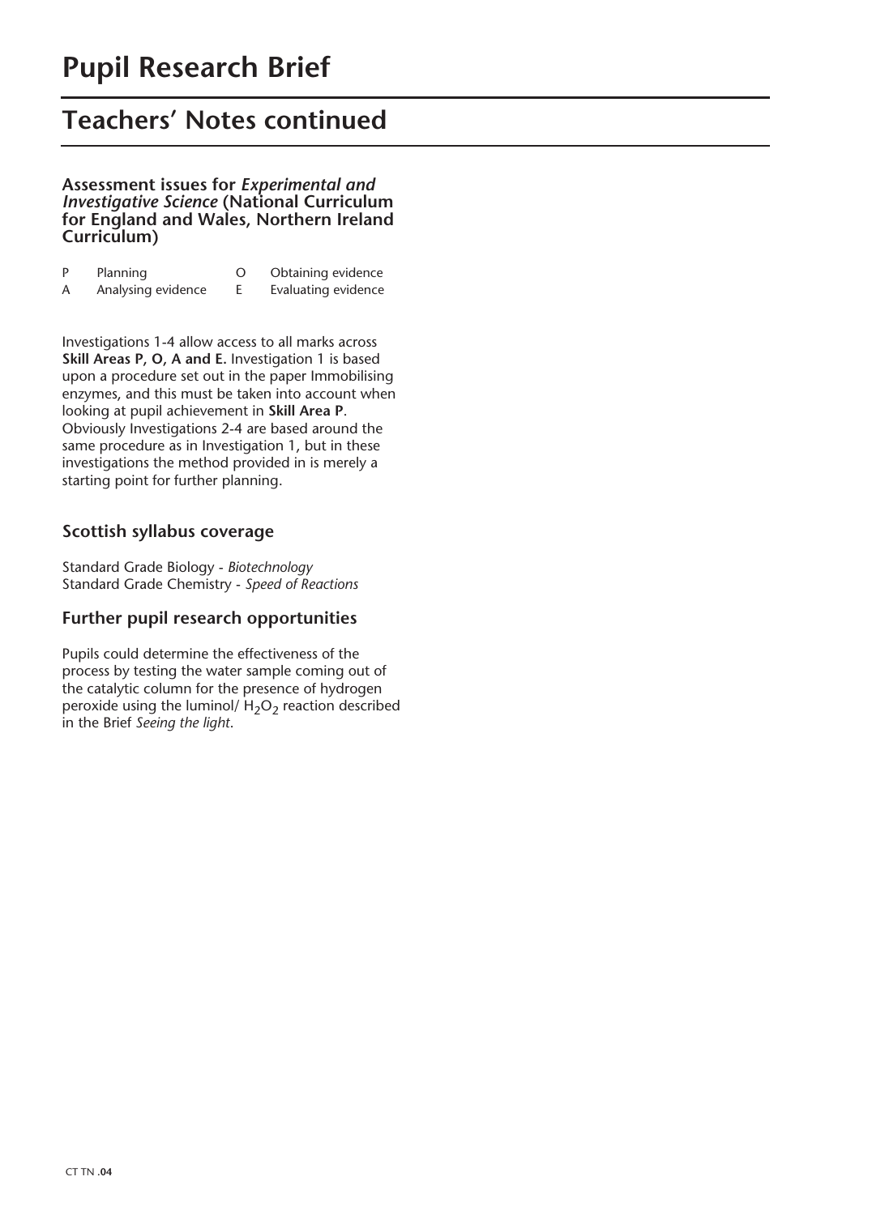# Pupil Research Brief

## Teachers' Notes continued

### Assessment issues for *Experimental and Investigative Science* (National Curriculum for England and Wales, Northern Ireland Curriculum)

| | | | |
|---|---|---|---|
| P | Planning | O | Obtaining evidence |
| A | Analysing evidence | E | Evaluating evidence |

Investigations 1-4 allow access to all marks across **Skill Areas P, O, A and E.** Investigation 1 is based upon a procedure set out in the paper Immobilising enzymes, and this must be taken into account when looking at pupil achievement in **Skill Area P**. Obviously Investigations 2-4 are based around the same procedure as in Investigation 1, but in these investigations the method provided in is merely a starting point for further planning.

### Scottish syllabus coverage

Standard Grade Biology - *Biotechnology*
Standard Grade Chemistry - *Speed of Reactions*

### Further pupil research opportunities

Pupils could determine the effectiveness of the process by testing the water sample coming out of the catalytic column for the presence of hydrogen peroxide using the luminol/ $H_2O_2$ reaction described in the Brief *Seeing the light*.